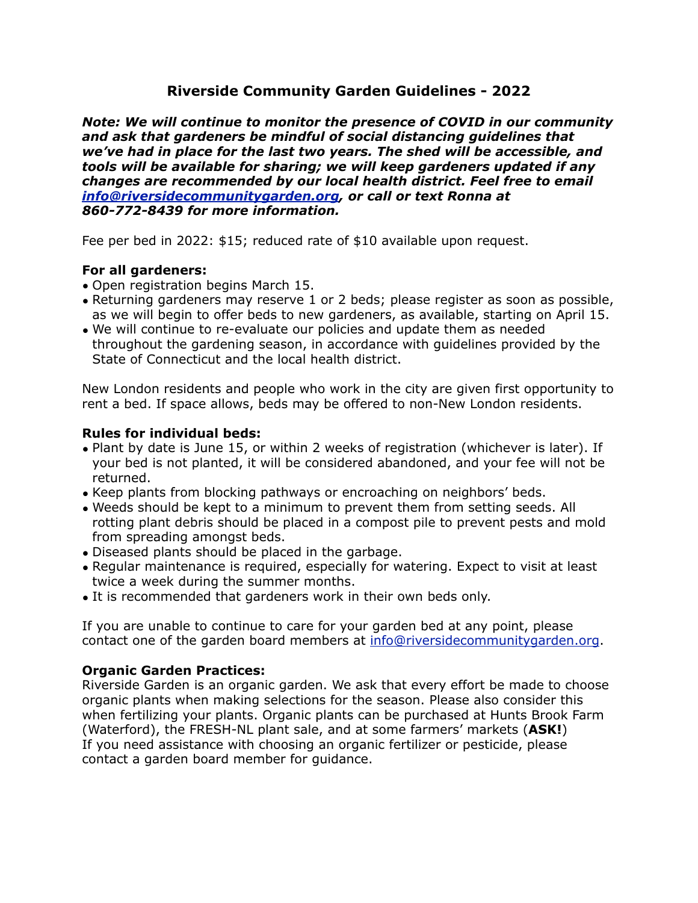# Riverside Community Garden Guidelines - 2022

***Note: We will continue to monitor the presence of COVID in our community and ask that gardeners be mindful of social distancing guidelines that we've had in place for the last two years. The shed will be accessible, and tools will be available for sharing; we will keep gardeners updated if any changes are recommended by our local health district. Feel free to email info@riversidecommunitygarden.org, or call or text Ronna at 860-772-8439 for more information.***

Fee per bed in 2022: $15; reduced rate of $10 available upon request.

**For all gardeners:**

- Open registration begins March 15.
- Returning gardeners may reserve 1 or 2 beds; please register as soon as possible, as we will begin to offer beds to new gardeners, as available, starting on April 15.
- We will continue to re-evaluate our policies and update them as needed throughout the gardening season, in accordance with guidelines provided by the State of Connecticut and the local health district.

New London residents and people who work in the city are given first opportunity to rent a bed. If space allows, beds may be offered to non-New London residents.

**Rules for individual beds:**

- Plant by date is June 15, or within 2 weeks of registration (whichever is later). If your bed is not planted, it will be considered abandoned, and your fee will not be returned.
- Keep plants from blocking pathways or encroaching on neighbors' beds.
- Weeds should be kept to a minimum to prevent them from setting seeds. All rotting plant debris should be placed in a compost pile to prevent pests and mold from spreading amongst beds.
- Diseased plants should be placed in the garbage.
- Regular maintenance is required, especially for watering. Expect to visit at least twice a week during the summer months.
- It is recommended that gardeners work in their own beds only.

If you are unable to continue to care for your garden bed at any point, please contact one of the garden board members at info@riversidecommunitygarden.org.

**Organic Garden Practices:**

Riverside Garden is an organic garden. We ask that every effort be made to choose organic plants when making selections for the season. Please also consider this when fertilizing your plants. Organic plants can be purchased at Hunts Brook Farm (Waterford), the FRESH-NL plant sale, and at some farmers' markets (**ASK!**) If you need assistance with choosing an organic fertilizer or pesticide, please contact a garden board member for guidance.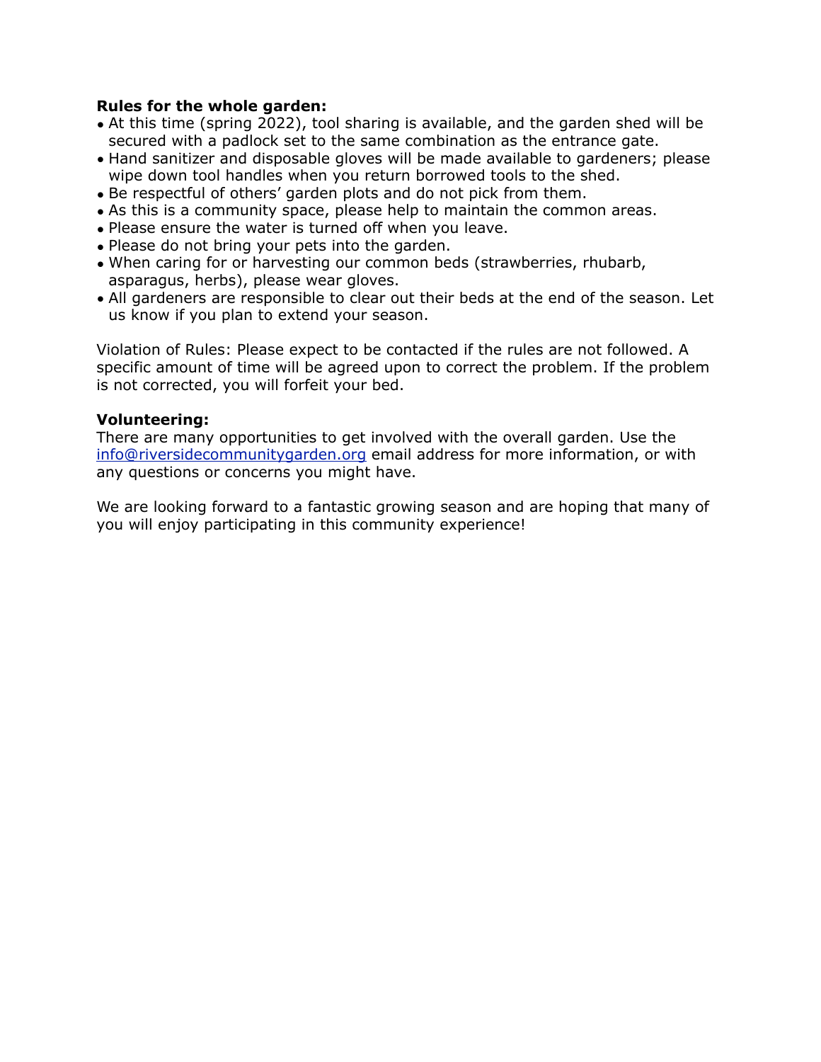**Rules for the whole garden:**

- At this time (spring 2022), tool sharing is available, and the garden shed will be secured with a padlock set to the same combination as the entrance gate.
- Hand sanitizer and disposable gloves will be made available to gardeners; please wipe down tool handles when you return borrowed tools to the shed.
- Be respectful of others' garden plots and do not pick from them.
- As this is a community space, please help to maintain the common areas.
- Please ensure the water is turned off when you leave.
- Please do not bring your pets into the garden.
- When caring for or harvesting our common beds (strawberries, rhubarb, asparagus, herbs), please wear gloves.
- All gardeners are responsible to clear out their beds at the end of the season. Let us know if you plan to extend your season.

Violation of Rules: Please expect to be contacted if the rules are not followed. A specific amount of time will be agreed upon to correct the problem. If the problem is not corrected, you will forfeit your bed.

**Volunteering:**

There are many opportunities to get involved with the overall garden. Use the [info@riversidecommunitygarden.org](mailto:info@riversidecommunitygarden.org) email address for more information, or with any questions or concerns you might have.

We are looking forward to a fantastic growing season and are hoping that many of you will enjoy participating in this community experience!